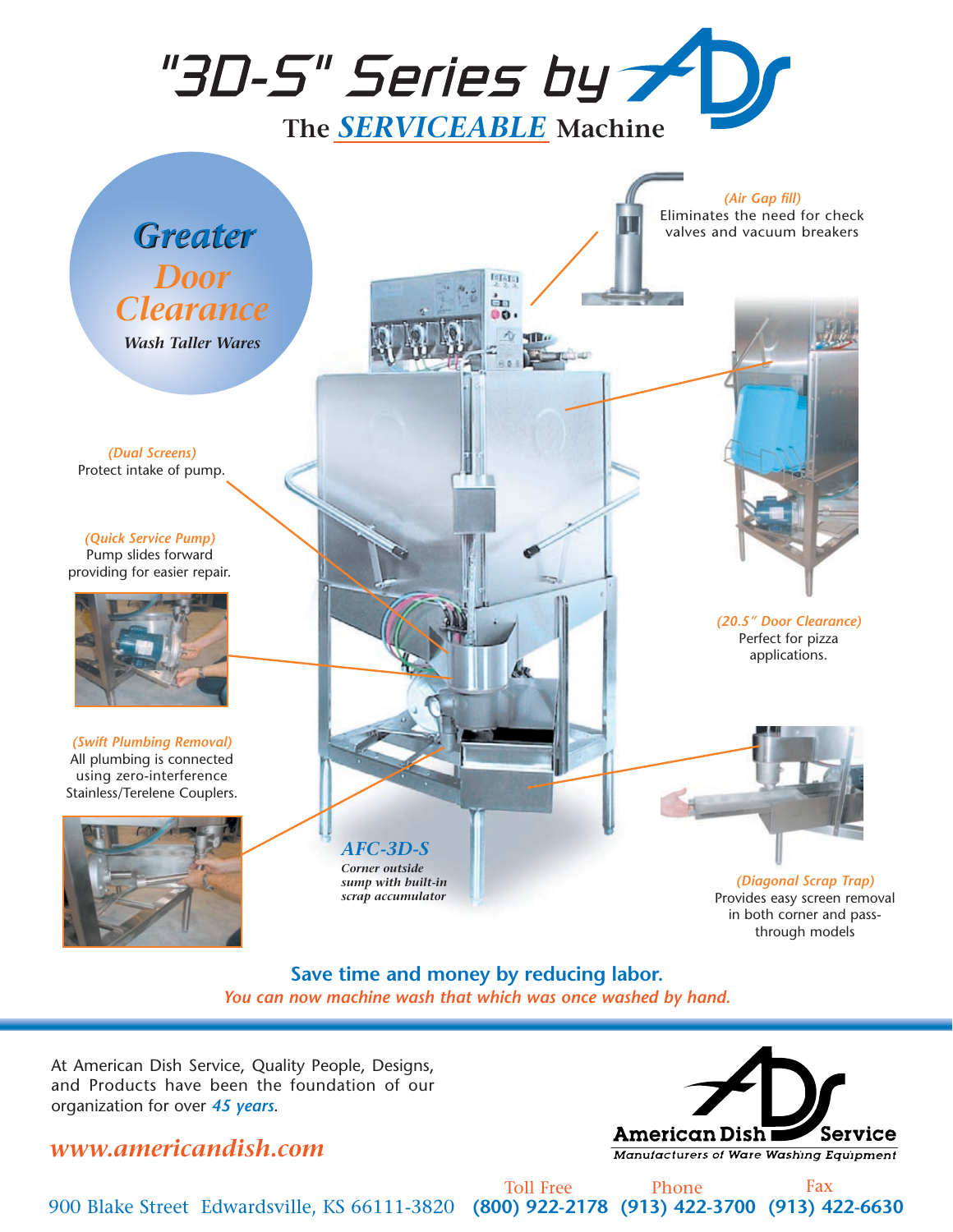# "3D-S" Series by ADS

## The *SERVICEABLE* Machine

**Greater Door Clearance**

*Wash Taller Wares*

*(Air Gap fill)*
Eliminates the need for check valves and vacuum breakers

*(Dual Screens)*
Protect intake of pump.

*(Quick Service Pump)*
Pump slides forward providing for easier repair.

*(20.5″ Door Clearance)*
Perfect for pizza applications.

*(Swift Plumbing Removal)*
All plumbing is connected using zero-interference Stainless/Terelene Couplers.

***AFC-3D-S***
***Corner outside sump with built-in scrap accumulator***

*(Diagonal Scrap Trap)*
Provides easy screen removal in both corner and pass-through models

**Save time and money by reducing labor.**

***You can now machine wash that which was once washed by hand.***

At American Dish Service, Quality People, Designs, and Products have been the foundation of our organization for over ***45 years***.

***www.americandish.com***

**American Dish Service**
*Manufacturers of Ware Washing Equipment*

900 Blake Street Edwardsville, KS 66111-3820

Toll Free **(800) 922-2178** Phone **(913) 422-3700** Fax **(913) 422-6630**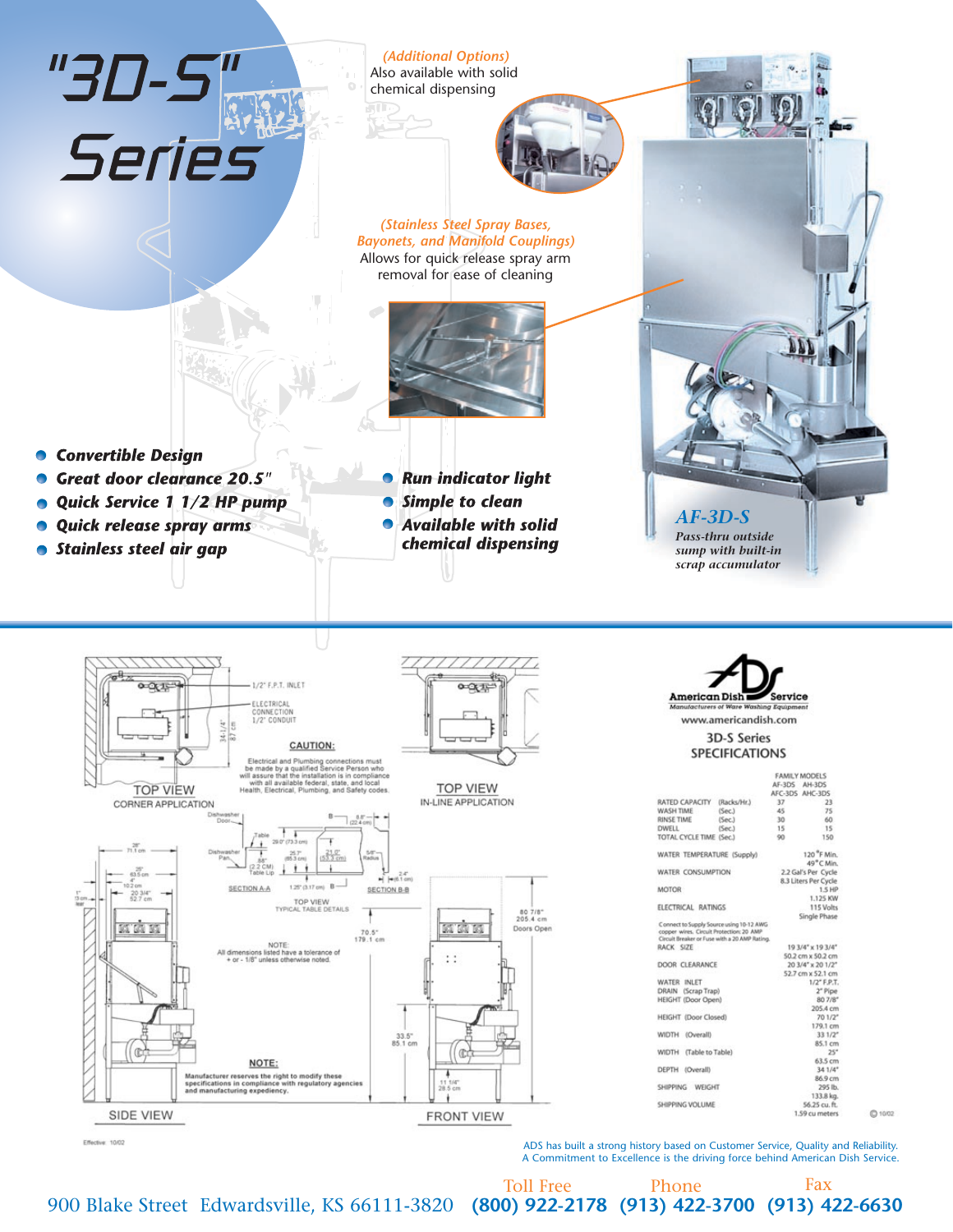# "3D-S" Series

*(Additional Options)*
Also available with solid chemical dispensing

*(Stainless Steel Spray Bases, Bayonets, and Manifold Couplings)*
Allows for quick release spray arm removal for ease of cleaning

- ***Convertible Design***
- ***Great door clearance 20.5"***
- ***Quick Service 1 1/2 HP pump***
- ***Quick release spray arms***
- ***Stainless steel air gap***
- ***Run indicator light***
- ***Simple to clean***
- ***Available with solid chemical dispensing***

***AF-3D-S***
*Pass-thru outside sump with built-in scrap accumulator*

1/2" F.P.T. INLET

ELECTRICAL CONNECTION 1/2" CONDUIT

34-1/4"
87 cm

TOP VIEW
CORNER APPLICATION

**CAUTION:**

Electrical and Plumbing connections must be made by a qualified Service Person who will assure that the installation is in compliance with all available federal, state, and local Health, Electrical, Plumbing, and Safety codes.

TOP VIEW
IN-LINE APPLICATION

Dishwasher Door

Table

Dishwasher Pan

29.0" (73.3 cm)

25.7" (65.3 cm)

21.0" (53.3 cm)

.88" (2.2 CM) Table Lip

1.25" (3.17 cm)

SECTION A-A

8.8" (22.4 cm)

5/8" Radius

2.4" (6.1 cm)

SECTION B-B

TOP VIEW
TYPICAL TABLE DETAILS

28" 71.1 cm

25" 63.5 cm

4" 10.2 cm

20 3/4" 52.7 cm

1" (3 cm)

NOTE:
All dimensions listed have a tolerance of + or - 1/8" unless otherwise noted.

70.5" 179.1 cm

80 7/8" 205.4 cm Doors Open

33.5" 85.1 cm

11 1/4" 28.5 cm

**NOTE:**
Manufacturer reserves the right to modify these specifications in compliance with regulatory agencies and manufacturing expediency.

SIDE VIEW

FRONT VIEW

Effective 10/02

American Dish Service
Manufacturers of Ware Washing Equipment
www.americandish.com

## 3D-S Series SPECIFICATIONS

| | | FAMILY MODELS AF-3DS AFC-3DS | AH-3DS AHC-3DS |
|---|---|---|---|
| RATED CAPACITY | (Racks/Hr.) | 37 | 23 |
| WASH TIME | (Sec.) | 45 | 75 |
| RINSE TIME | (Sec.) | 30 | 60 |
| DWELL | (Sec.) | 15 | 15 |
| TOTAL CYCLE TIME | (Sec.) | 90 | 150 |

| | |
|---|---|
| WATER TEMPERATURE (Supply) | 120°F Min. 49°C Min. |
| WATER CONSUMPTION | 2.2 Gal's Per Cycle 8.3 Liters Per Cycle |
| MOTOR | 1.5 HP 1.125 KW |
| ELECTRICAL RATINGS | 115 Volts Single Phase |
| Connect to Supply Source using 10-12 AWG copper wires. Circuit Protection: 20 AMP Circuit Breaker or Fuse with a 20 AMP Rating. | |
| RACK SIZE | 19 3/4" x 19 3/4" 50.2 cm x 50.2 cm |
| DOOR CLEARANCE | 20 3/4" x 20 1/2" 52.7 cm x 52.1 cm |
| WATER INLET | 1/2" F.P.T. |
| DRAIN (Scrap Trap) | 2" Pipe |
| HEIGHT (Door Open) | 80 7/8" 205.4 cm |
| HEIGHT (Door Closed) | 70 1/2" 179.1 cm |
| WIDTH (Overall) | 33 1/2" 85.1 cm |
| WIDTH (Table to Table) | 25" 63.5 cm |
| DEPTH (Overall) | 34 1/4" 86.9 cm |
| SHIPPING WEIGHT | 295 lb. 133.8 kg. |
| SHIPPING VOLUME | 56.25 cu. ft. 1.59 cu meters |

© 10/02

ADS has built a strong history based on Customer Service, Quality and Reliability.
A Commitment to Excellence is the driving force behind American Dish Service.

900 Blake Street Edwardsville, KS 66111-3820 | Toll Free (800) 922-2178 | Phone (913) 422-3700 | Fax (913) 422-6630